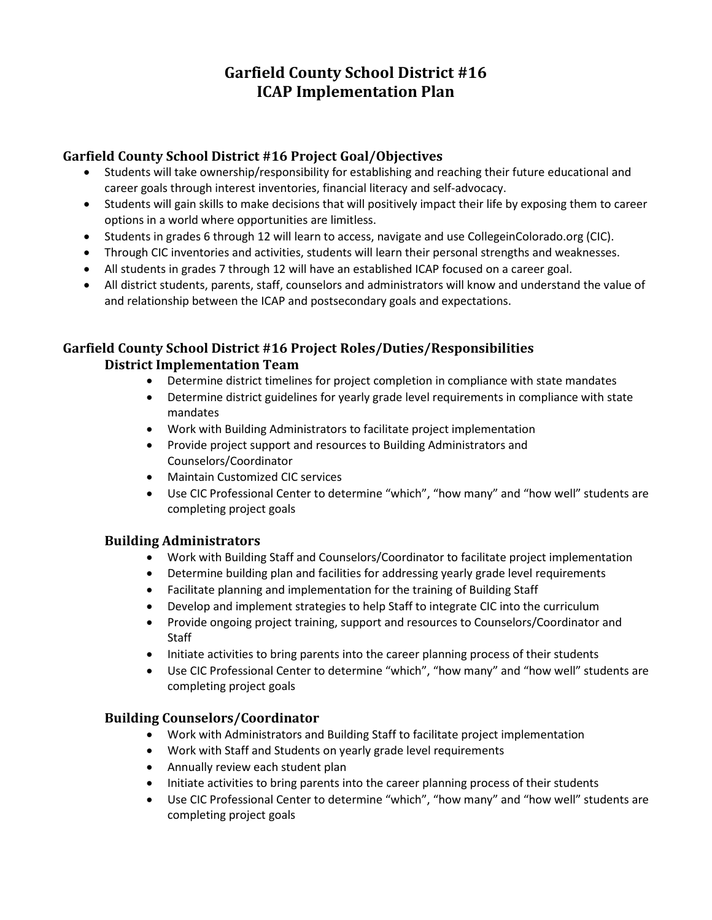# Garfield County School District #16
# ICAP Implementation Plan

## Garfield County School District #16 Project Goal/Objectives

- Students will take ownership/responsibility for establishing and reaching their future educational and career goals through interest inventories, financial literacy and self-advocacy.
- Students will gain skills to make decisions that will positively impact their life by exposing them to career options in a world where opportunities are limitless.
- Students in grades 6 through 12 will learn to access, navigate and use CollegeinColorado.org (CIC).
- Through CIC inventories and activities, students will learn their personal strengths and weaknesses.
- All students in grades 7 through 12 will have an established ICAP focused on a career goal.
- All district students, parents, staff, counselors and administrators will know and understand the value of and relationship between the ICAP and postsecondary goals and expectations.

## Garfield County School District #16 Project Roles/Duties/Responsibilities

### District Implementation Team

- Determine district timelines for project completion in compliance with state mandates
- Determine district guidelines for yearly grade level requirements in compliance with state mandates
- Work with Building Administrators to facilitate project implementation
- Provide project support and resources to Building Administrators and Counselors/Coordinator
- Maintain Customized CIC services
- Use CIC Professional Center to determine "which", "how many" and "how well" students are completing project goals

### Building Administrators

- Work with Building Staff and Counselors/Coordinator to facilitate project implementation
- Determine building plan and facilities for addressing yearly grade level requirements
- Facilitate planning and implementation for the training of Building Staff
- Develop and implement strategies to help Staff to integrate CIC into the curriculum
- Provide ongoing project training, support and resources to Counselors/Coordinator and Staff
- Initiate activities to bring parents into the career planning process of their students
- Use CIC Professional Center to determine "which", "how many" and "how well" students are completing project goals

### Building Counselors/Coordinator

- Work with Administrators and Building Staff to facilitate project implementation
- Work with Staff and Students on yearly grade level requirements
- Annually review each student plan
- Initiate activities to bring parents into the career planning process of their students
- Use CIC Professional Center to determine "which", "how many" and "how well" students are completing project goals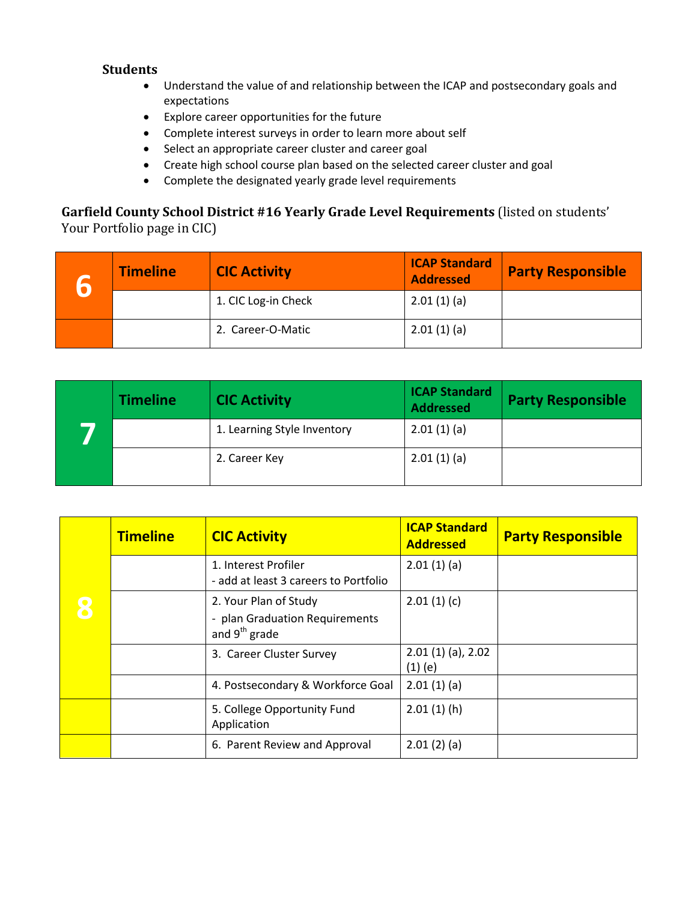**Students**

- Understand the value of and relationship between the ICAP and postsecondary goals and expectations
- Explore career opportunities for the future
- Complete interest surveys in order to learn more about self
- Select an appropriate career cluster and career goal
- Create high school course plan based on the selected career cluster and goal
- Complete the designated yearly grade level requirements

**Garfield County School District #16 Yearly Grade Level Requirements** (listed on students' Your Portfolio page in CIC)

| 6 | Timeline | CIC Activity | ICAP Standard Addressed | Party Responsible |
|---|---|---|---|---|
| | | 1. CIC Log-in Check | 2.01 (1) (a) | |
| | | 2. Career-O-Matic | 2.01 (1) (a) | |

| 7 | Timeline | CIC Activity | ICAP Standard Addressed | Party Responsible |
|---|---|---|---|---|
| | | 1. Learning Style Inventory | 2.01 (1) (a) | |
| | | 2. Career Key | 2.01 (1) (a) | |

| 8 | Timeline | CIC Activity | ICAP Standard Addressed | Party Responsible |
|---|---|---|---|---|
| | | 1. Interest Profiler<br>- add at least 3 careers to Portfolio | 2.01 (1) (a) | |
| | | 2. Your Plan of Study<br>- plan Graduation Requirements and 9th grade | 2.01 (1) (c) | |
| | | 3. Career Cluster Survey | 2.01 (1) (a), 2.02 (1) (e) | |
| | | 4. Postsecondary & Workforce Goal | 2.01 (1) (a) | |
| | | 5. College Opportunity Fund Application | 2.01 (1) (h) | |
| | | 6. Parent Review and Approval | 2.01 (2) (a) | |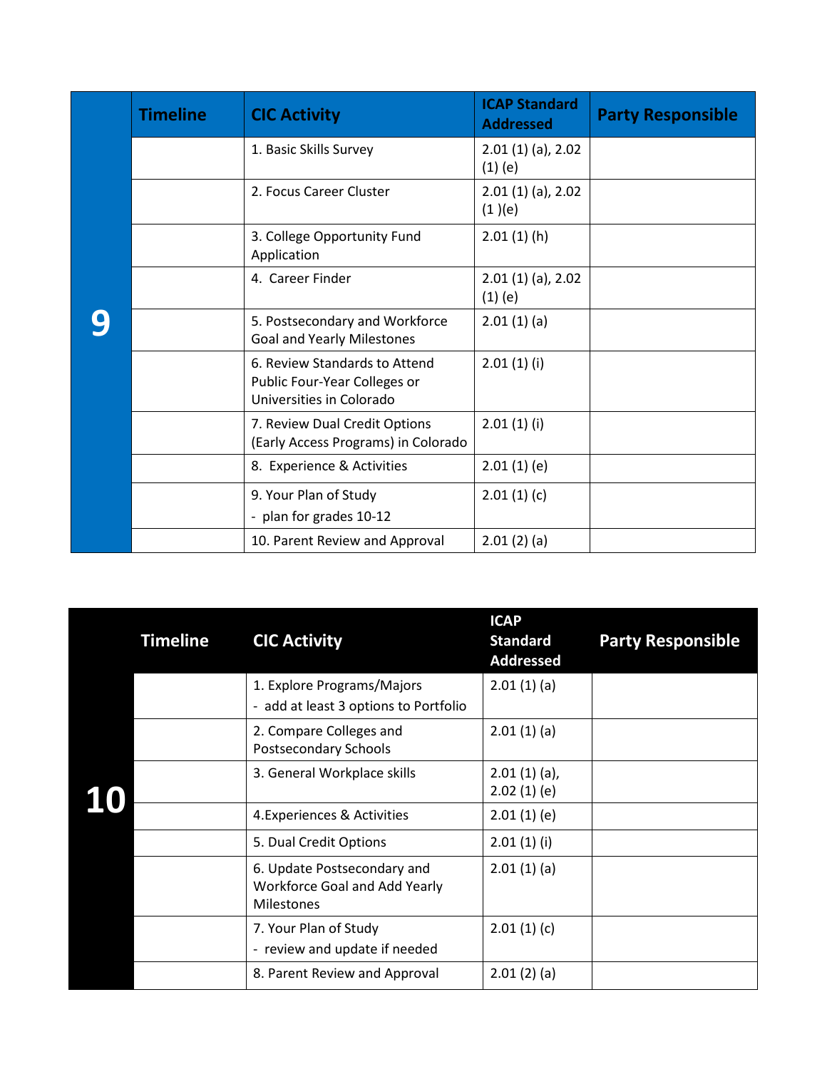| 9 | Timeline | CIC Activity | ICAP Standard Addressed | Party Responsible |
|---|---|---|---|---|
| | | 1. Basic Skills Survey | 2.01 (1) (a), 2.02 (1) (e) | |
| | | 2. Focus Career Cluster | 2.01 (1) (a), 2.02 (1 )(e) | |
| | | 3. College Opportunity Fund Application | 2.01 (1) (h) | |
| | | 4. Career Finder | 2.01 (1) (a), 2.02 (1) (e) | |
| | | 5. Postsecondary and Workforce Goal and Yearly Milestones | 2.01 (1) (a) | |
| | | 6. Review Standards to Attend Public Four-Year Colleges or Universities in Colorado | 2.01 (1) (i) | |
| | | 7. Review Dual Credit Options (Early Access Programs) in Colorado | 2.01 (1) (i) | |
| | | 8. Experience & Activities | 2.01 (1) (e) | |
| | | 9. Your Plan of Study<br>- plan for grades 10-12 | 2.01 (1) (c) | |
| | | 10. Parent Review and Approval | 2.01 (2) (a) | |

| 10 | Timeline | CIC Activity | ICAP Standard Addressed | Party Responsible |
|---|---|---|---|---|
| | | 1. Explore Programs/Majors<br>- add at least 3 options to Portfolio | 2.01 (1) (a) | |
| | | 2. Compare Colleges and Postsecondary Schools | 2.01 (1) (a) | |
| | | 3. General Workplace skills | 2.01 (1) (a), 2.02 (1) (e) | |
| | | 4.Experiences & Activities | 2.01 (1) (e) | |
| | | 5. Dual Credit Options | 2.01 (1) (i) | |
| | | 6. Update Postsecondary and Workforce Goal and Add Yearly Milestones | 2.01 (1) (a) | |
| | | 7. Your Plan of Study<br>- review and update if needed | 2.01 (1) (c) | |
| | | 8. Parent Review and Approval | 2.01 (2) (a) | |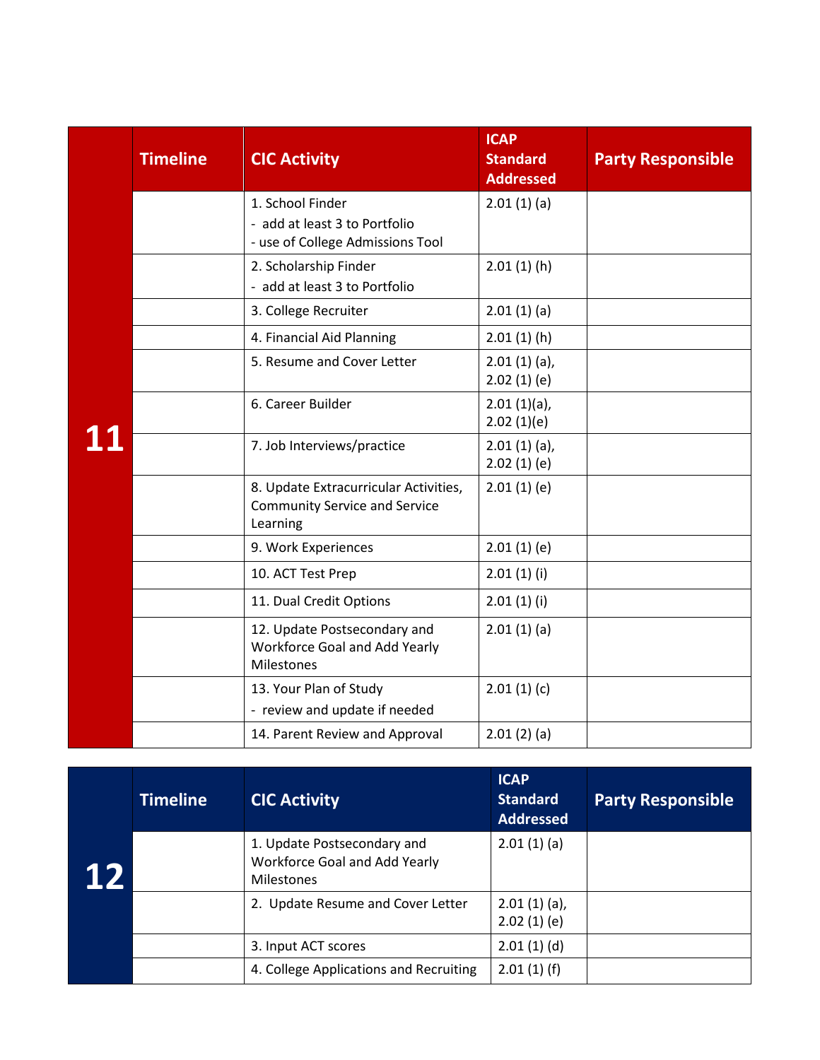| 11 | Timeline | CIC Activity | ICAP Standard Addressed | Party Responsible |
|---|---|---|---|---|
| | | 1. School Finder<br>- add at least 3 to Portfolio<br>- use of College Admissions Tool | 2.01 (1) (a) | |
| | | 2. Scholarship Finder<br>- add at least 3 to Portfolio | 2.01 (1) (h) | |
| | | 3. College Recruiter | 2.01 (1) (a) | |
| | | 4. Financial Aid Planning | 2.01 (1) (h) | |
| | | 5. Resume and Cover Letter | 2.01 (1) (a), 2.02 (1) (e) | |
| | | 6. Career Builder | 2.01 (1)(a), 2.02 (1)(e) | |
| | | 7. Job Interviews/practice | 2.01 (1) (a), 2.02 (1) (e) | |
| | | 8. Update Extracurricular Activities, Community Service and Service Learning | 2.01 (1) (e) | |
| | | 9. Work Experiences | 2.01 (1) (e) | |
| | | 10. ACT Test Prep | 2.01 (1) (i) | |
| | | 11. Dual Credit Options | 2.01 (1) (i) | |
| | | 12. Update Postsecondary and Workforce Goal and Add Yearly Milestones | 2.01 (1) (a) | |
| | | 13. Your Plan of Study<br>- review and update if needed | 2.01 (1) (c) | |
| | | 14. Parent Review and Approval | 2.01 (2) (a) | |

| 12 | Timeline | CIC Activity | ICAP Standard Addressed | Party Responsible |
|---|---|---|---|---|
| | | 1. Update Postsecondary and Workforce Goal and Add Yearly Milestones | 2.01 (1) (a) | |
| | | 2. Update Resume and Cover Letter | 2.01 (1) (a), 2.02 (1) (e) | |
| | | 3. Input ACT scores | 2.01 (1) (d) | |
| | | 4. College Applications and Recruiting | 2.01 (1) (f) | |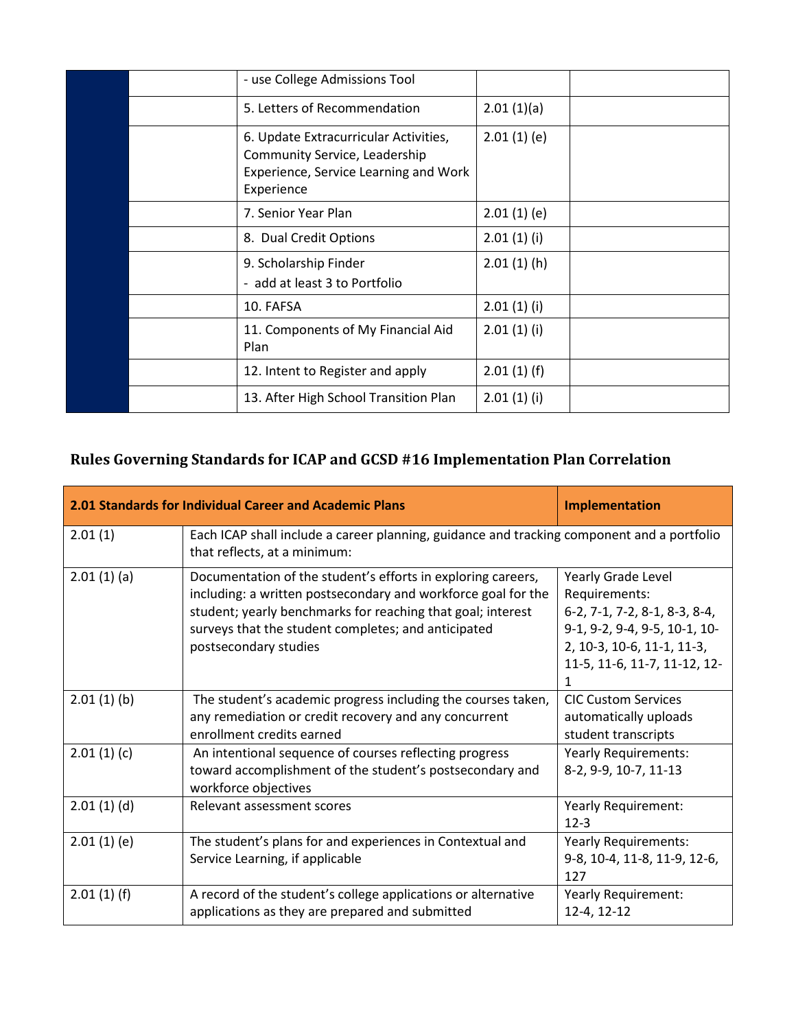| | | | | |
|---|---|---|---|---|
| | | - use College Admissions Tool | | |
| | | 5. Letters of Recommendation | 2.01 (1)(a) | |
| | | 6. Update Extracurricular Activities, Community Service, Leadership Experience, Service Learning and Work Experience | 2.01 (1) (e) | |
| | | 7. Senior Year Plan | 2.01 (1) (e) | |
| | | 8. Dual Credit Options | 2.01 (1) (i) | |
| | | 9. Scholarship Finder<br>- add at least 3 to Portfolio | 2.01 (1) (h) | |
| | | 10. FAFSA | 2.01 (1) (i) | |
| | | 11. Components of My Financial Aid Plan | 2.01 (1) (i) | |
| | | 12. Intent to Register and apply | 2.01 (1) (f) | |
| | | 13. After High School Transition Plan | 2.01 (1) (i) | |

## Rules Governing Standards for ICAP and GCSD #16 Implementation Plan Correlation

| 2.01 Standards for Individual Career and Academic Plans | | Implementation |
|---|---|---|
| 2.01 (1) | Each ICAP shall include a career planning, guidance and tracking component and a portfolio that reflects, at a minimum: | |
| 2.01 (1) (a) | Documentation of the student's efforts in exploring careers, including: a written postsecondary and workforce goal for the student; yearly benchmarks for reaching that goal; interest surveys that the student completes; and anticipated postsecondary studies | Yearly Grade Level Requirements: 6-2, 7-1, 7-2, 8-1, 8-3, 8-4, 9-1, 9-2, 9-4, 9-5, 10-1, 10-2, 10-3, 10-6, 11-1, 11-3, 11-5, 11-6, 11-7, 11-12, 12-1 |
| 2.01 (1) (b) | The student's academic progress including the courses taken, any remediation or credit recovery and any concurrent enrollment credits earned | CIC Custom Services automatically uploads student transcripts |
| 2.01 (1) (c) | An intentional sequence of courses reflecting progress toward accomplishment of the student's postsecondary and workforce objectives | Yearly Requirements: 8-2, 9-9, 10-7, 11-13 |
| 2.01 (1) (d) | Relevant assessment scores | Yearly Requirement: 12-3 |
| 2.01 (1) (e) | The student's plans for and experiences in Contextual and Service Learning, if applicable | Yearly Requirements: 9-8, 10-4, 11-8, 11-9, 12-6, 127 |
| 2.01 (1) (f) | A record of the student's college applications or alternative applications as they are prepared and submitted | Yearly Requirement: 12-4, 12-12 |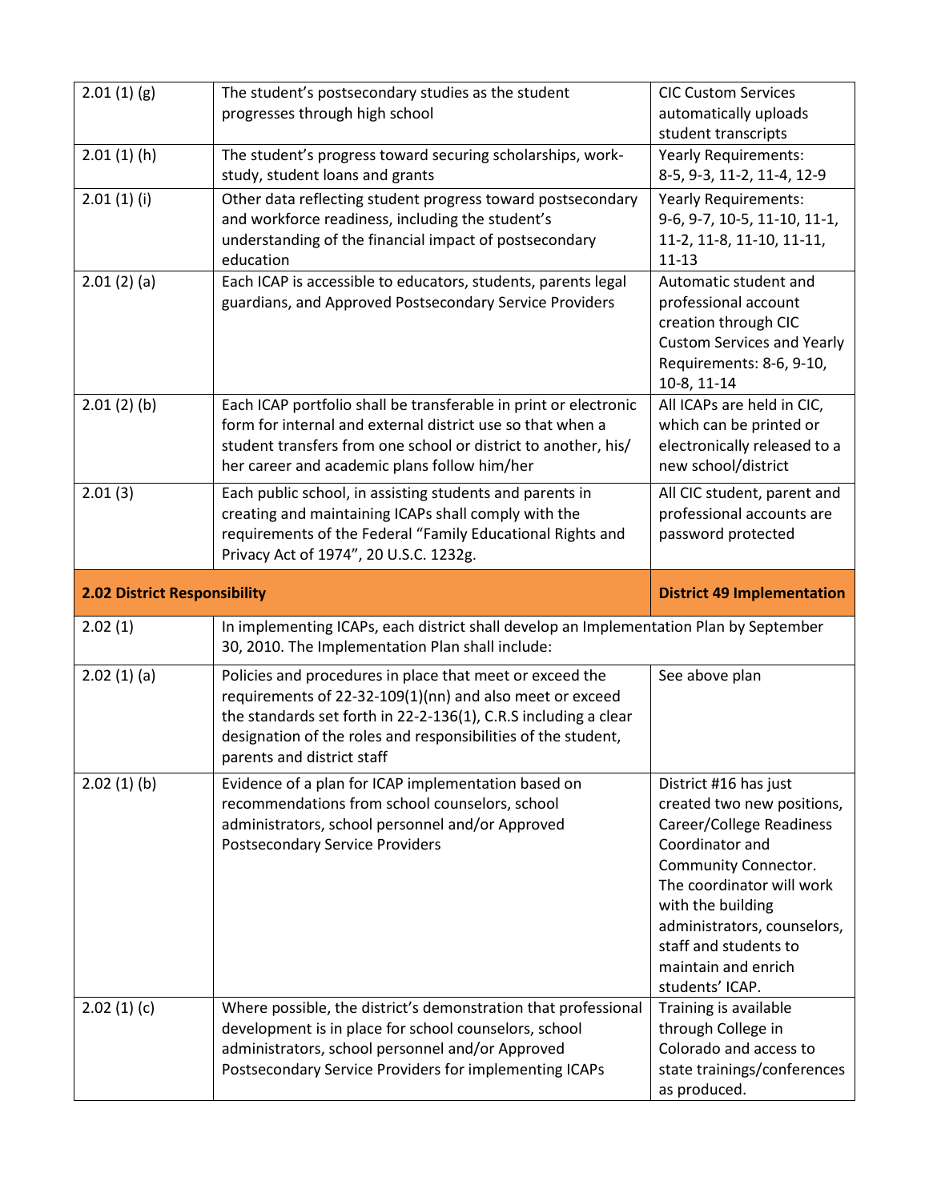| | | |
|---|---|---|
| 2.01 (1) (g) | The student's postsecondary studies as the student progresses through high school | CIC Custom Services automatically uploads student transcripts |
| 2.01 (1) (h) | The student's progress toward securing scholarships, work-study, student loans and grants | Yearly Requirements: 8-5, 9-3, 11-2, 11-4, 12-9 |
| 2.01 (1) (i) | Other data reflecting student progress toward postsecondary and workforce readiness, including the student's understanding of the financial impact of postsecondary education | Yearly Requirements: 9-6, 9-7, 10-5, 11-10, 11-1, 11-2, 11-8, 11-10, 11-11, 11-13 |
| 2.01 (2) (a) | Each ICAP is accessible to educators, students, parents legal guardians, and Approved Postsecondary Service Providers | Automatic student and professional account creation through CIC Custom Services and Yearly Requirements: 8-6, 9-10, 10-8, 11-14 |
| 2.01 (2) (b) | Each ICAP portfolio shall be transferable in print or electronic form for internal and external district use so that when a student transfers from one school or district to another, his/ her career and academic plans follow him/her | All ICAPs are held in CIC, which can be printed or electronically released to a new school/district |
| 2.01 (3) | Each public school, in assisting students and parents in creating and maintaining ICAPs shall comply with the requirements of the Federal "Family Educational Rights and Privacy Act of 1974", 20 U.S.C. 1232g. | All CIC student, parent and professional accounts are password protected |
| **2.02 District Responsibility** | | **District 49 Implementation** |
| 2.02 (1) | In implementing ICAPs, each district shall develop an Implementation Plan by September 30, 2010. The Implementation Plan shall include: | |
| 2.02 (1) (a) | Policies and procedures in place that meet or exceed the requirements of 22-32-109(1)(nn) and also meet or exceed the standards set forth in 22-2-136(1), C.R.S including a clear designation of the roles and responsibilities of the student, parents and district staff | See above plan |
| 2.02 (1) (b) | Evidence of a plan for ICAP implementation based on recommendations from school counselors, school administrators, school personnel and/or Approved Postsecondary Service Providers | District #16 has just created two new positions, Career/College Readiness Coordinator and Community Connector. The coordinator will work with the building administrators, counselors, staff and students to maintain and enrich students' ICAP. |
| 2.02 (1) (c) | Where possible, the district's demonstration that professional development is in place for school counselors, school administrators, school personnel and/or Approved Postsecondary Service Providers for implementing ICAPs | Training is available through College in Colorado and access to state trainings/conferences as produced. |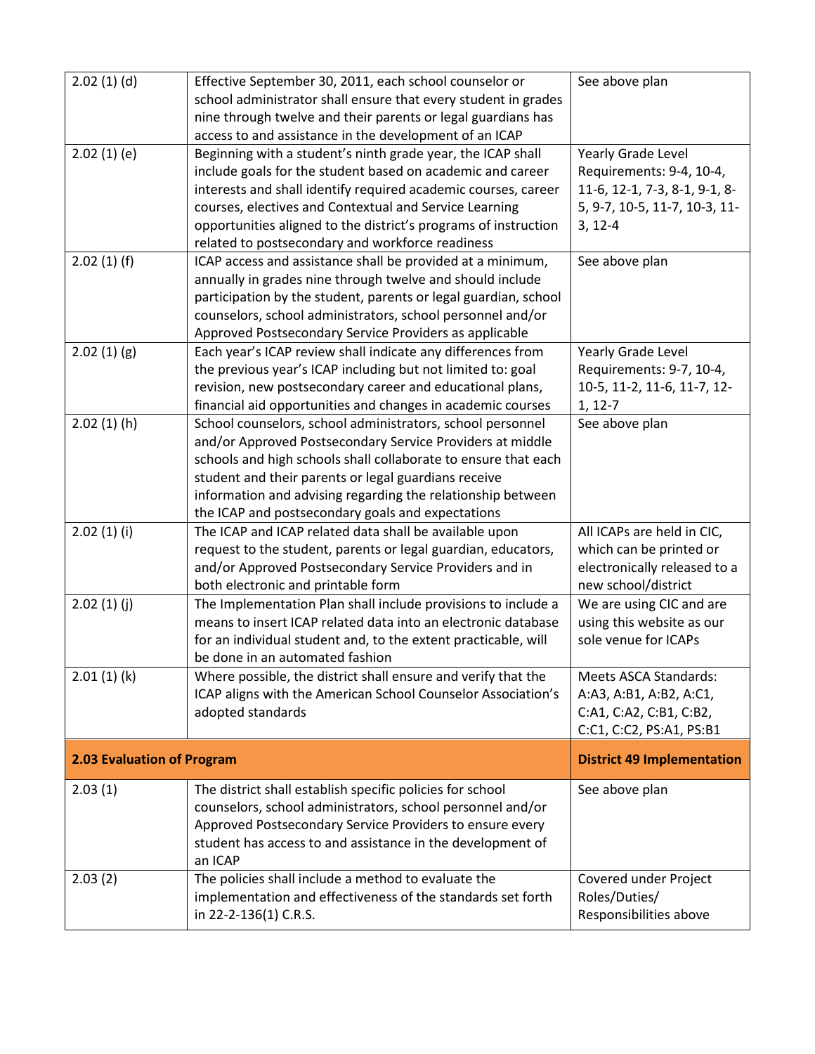| | | |
|---|---|---|
| 2.02 (1) (d) | Effective September 30, 2011, each school counselor or school administrator shall ensure that every student in grades nine through twelve and their parents or legal guardians has access to and assistance in the development of an ICAP | See above plan |
| 2.02 (1) (e) | Beginning with a student's ninth grade year, the ICAP shall include goals for the student based on academic and career interests and shall identify required academic courses, career courses, electives and Contextual and Service Learning opportunities aligned to the district's programs of instruction related to postsecondary and workforce readiness | Yearly Grade Level Requirements: 9-4, 10-4, 11-6, 12-1, 7-3, 8-1, 9-1, 8-5, 9-7, 10-5, 11-7, 10-3, 11-3, 12-4 |
| 2.02 (1) (f) | ICAP access and assistance shall be provided at a minimum, annually in grades nine through twelve and should include participation by the student, parents or legal guardian, school counselors, school administrators, school personnel and/or Approved Postsecondary Service Providers as applicable | See above plan |
| 2.02 (1) (g) | Each year's ICAP review shall indicate any differences from the previous year's ICAP including but not limited to: goal revision, new postsecondary career and educational plans, financial aid opportunities and changes in academic courses | Yearly Grade Level Requirements: 9-7, 10-4, 10-5, 11-2, 11-6, 11-7, 12-1, 12-7 |
| 2.02 (1) (h) | School counselors, school administrators, school personnel and/or Approved Postsecondary Service Providers at middle schools and high schools shall collaborate to ensure that each student and their parents or legal guardians receive information and advising regarding the relationship between the ICAP and postsecondary goals and expectations | See above plan |
| 2.02 (1) (i) | The ICAP and ICAP related data shall be available upon request to the student, parents or legal guardian, educators, and/or Approved Postsecondary Service Providers and in both electronic and printable form | All ICAPs are held in CIC, which can be printed or electronically released to a new school/district |
| 2.02 (1) (j) | The Implementation Plan shall include provisions to include a means to insert ICAP related data into an electronic database for an individual student and, to the extent practicable, will be done in an automated fashion | We are using CIC and are using this website as our sole venue for ICAPs |
| 2.01 (1) (k) | Where possible, the district shall ensure and verify that the ICAP aligns with the American School Counselor Association's adopted standards | Meets ASCA Standards: A:A3, A:B1, A:B2, A:C1, C:A1, C:A2, C:B1, C:B2, C:C1, C:C2, PS:A1, PS:B1 |
| **2.03 Evaluation of Program** | | **District 49 Implementation** |
| 2.03 (1) | The district shall establish specific policies for school counselors, school administrators, school personnel and/or Approved Postsecondary Service Providers to ensure every student has access to and assistance in the development of an ICAP | See above plan |
| 2.03 (2) | The policies shall include a method to evaluate the implementation and effectiveness of the standards set forth in 22-2-136(1) C.R.S. | Covered under Project Roles/Duties/ Responsibilities above |